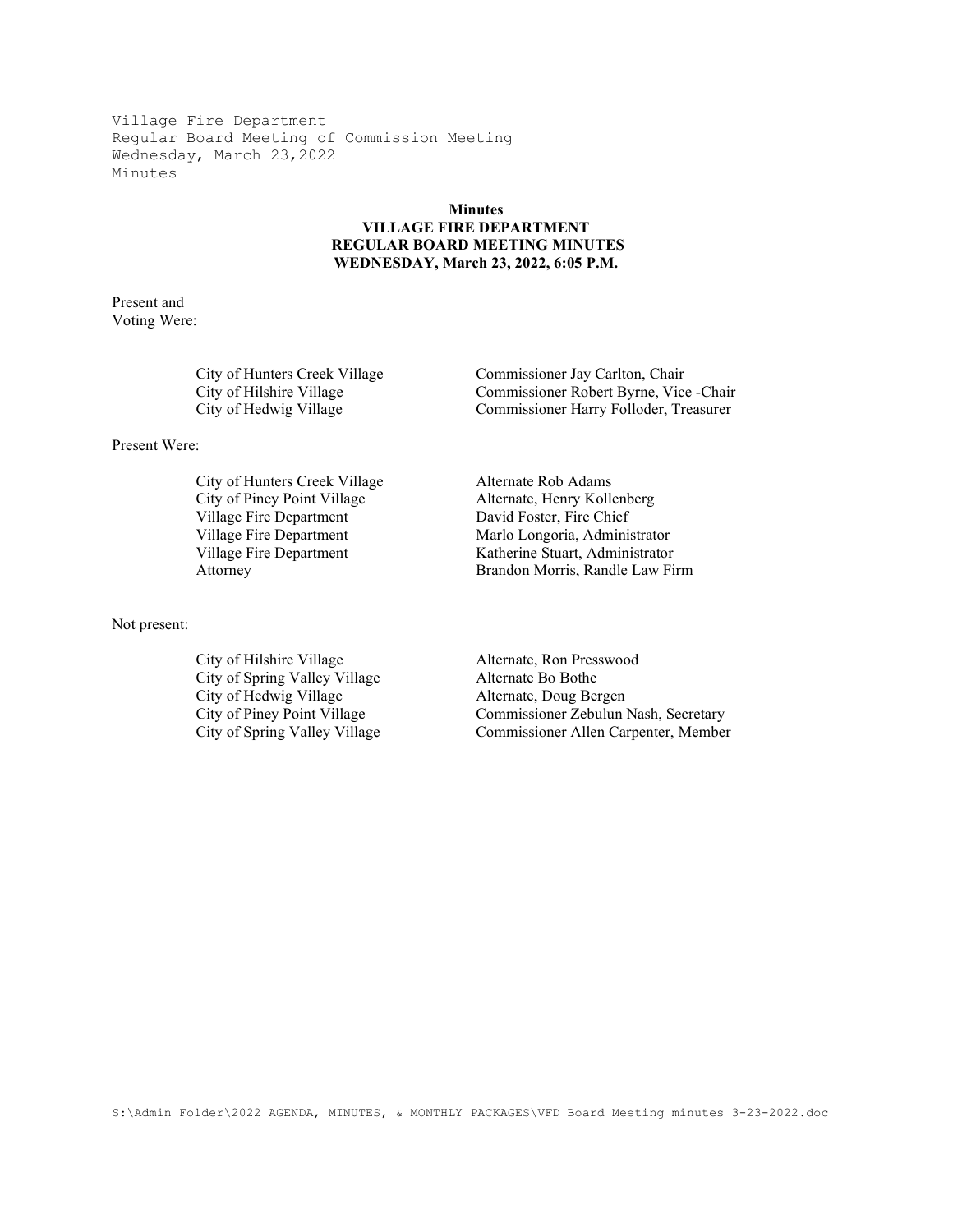Village Fire Department
Regular Board Meeting of Commission Meeting
Wednesday, March 23,2022
Minutes

**Minutes**
**VILLAGE FIRE DEPARTMENT**
**REGULAR BOARD MEETING MINUTES**
**WEDNESDAY, March 23, 2022, 6:05 P.M.**

Present and
Voting Were:

| | |
|---|---|
| City of Hunters Creek Village | Commissioner Jay Carlton, Chair |
| City of Hilshire Village | Commissioner Robert Byrne, Vice -Chair |
| City of Hedwig Village | Commissioner Harry Folloder, Treasurer |

Present Were:

| | |
|---|---|
| City of Hunters Creek Village | Alternate Rob Adams |
| City of Piney Point Village | Alternate, Henry Kollenberg |
| Village Fire Department | David Foster, Fire Chief |
| Village Fire Department | Marlo Longoria, Administrator |
| Village Fire Department | Katherine Stuart, Administrator |
| Attorney | Brandon Morris, Randle Law Firm |

Not present:

| | |
|---|---|
| City of Hilshire Village | Alternate, Ron Presswood |
| City of Spring Valley Village | Alternate Bo Bothe |
| City of Hedwig Village | Alternate, Doug Bergen |
| City of Piney Point Village | Commissioner Zebulun Nash, Secretary |
| City of Spring Valley Village | Commissioner Allen Carpenter, Member |

S:\Admin Folder\2022 AGENDA, MINUTES, & MONTHLY PACKAGES\VFD Board Meeting minutes 3-23-2022.doc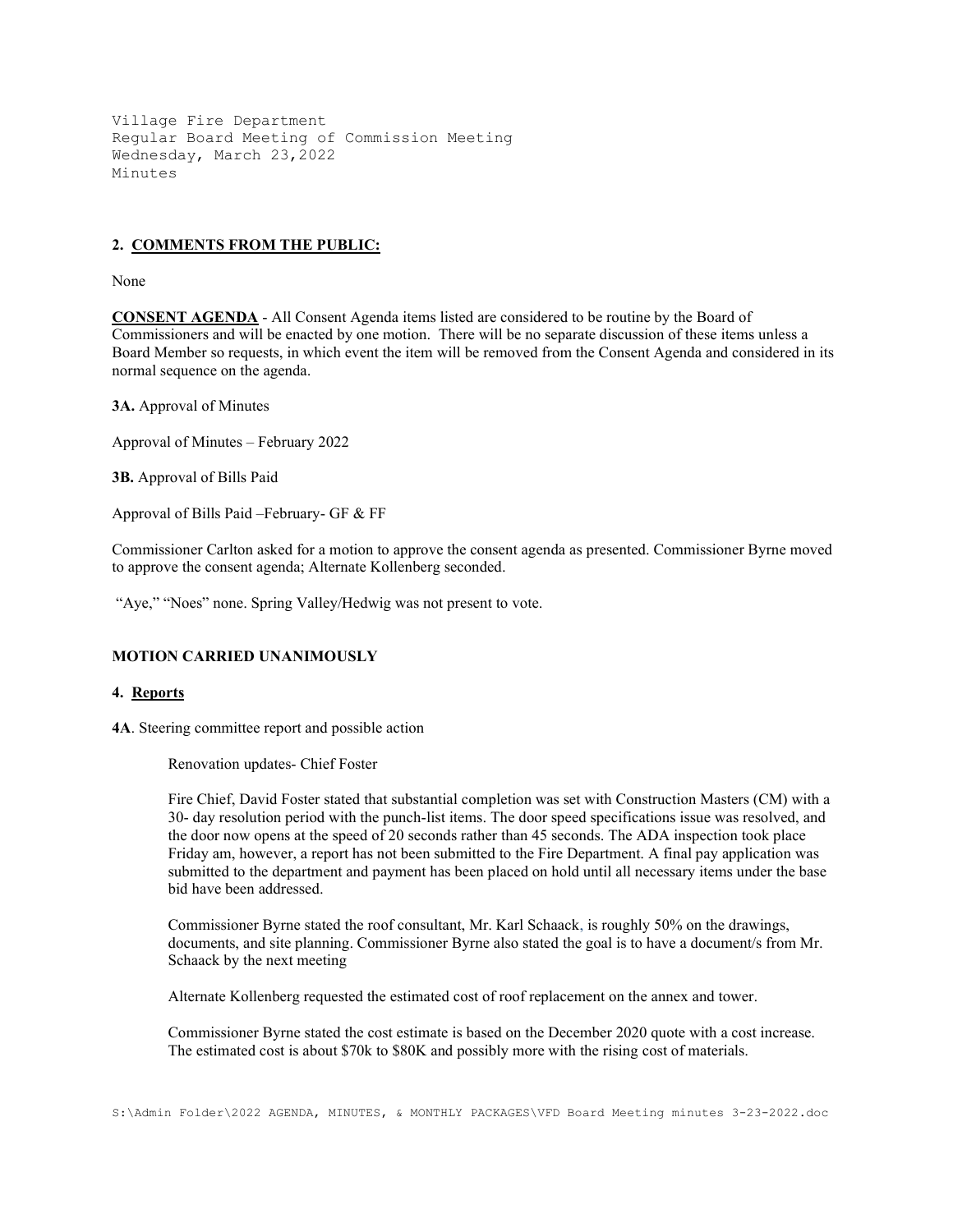Village Fire Department
Regular Board Meeting of Commission Meeting
Wednesday, March 23,2022
Minutes

**2. COMMENTS FROM THE PUBLIC:**

None

**CONSENT AGENDA** - All Consent Agenda items listed are considered to be routine by the Board of Commissioners and will be enacted by one motion. There will be no separate discussion of these items unless a Board Member so requests, in which event the item will be removed from the Consent Agenda and considered in its normal sequence on the agenda.

**3A.** Approval of Minutes

Approval of Minutes – February 2022

**3B.** Approval of Bills Paid

Approval of Bills Paid –February- GF & FF

Commissioner Carlton asked for a motion to approve the consent agenda as presented. Commissioner Byrne moved to approve the consent agenda; Alternate Kollenberg seconded.

"Aye," "Noes" none. Spring Valley/Hedwig was not present to vote.

**MOTION CARRIED UNANIMOUSLY**

**4. Reports**

**4A**. Steering committee report and possible action

Renovation updates- Chief Foster

Fire Chief, David Foster stated that substantial completion was set with Construction Masters (CM) with a 30- day resolution period with the punch-list items. The door speed specifications issue was resolved, and the door now opens at the speed of 20 seconds rather than 45 seconds. The ADA inspection took place Friday am, however, a report has not been submitted to the Fire Department. A final pay application was submitted to the department and payment has been placed on hold until all necessary items under the base bid have been addressed.

Commissioner Byrne stated the roof consultant, Mr. Karl Schaack, is roughly 50% on the drawings, documents, and site planning. Commissioner Byrne also stated the goal is to have a document/s from Mr. Schaack by the next meeting

Alternate Kollenberg requested the estimated cost of roof replacement on the annex and tower.

Commissioner Byrne stated the cost estimate is based on the December 2020 quote with a cost increase. The estimated cost is about $70k to $80K and possibly more with the rising cost of materials.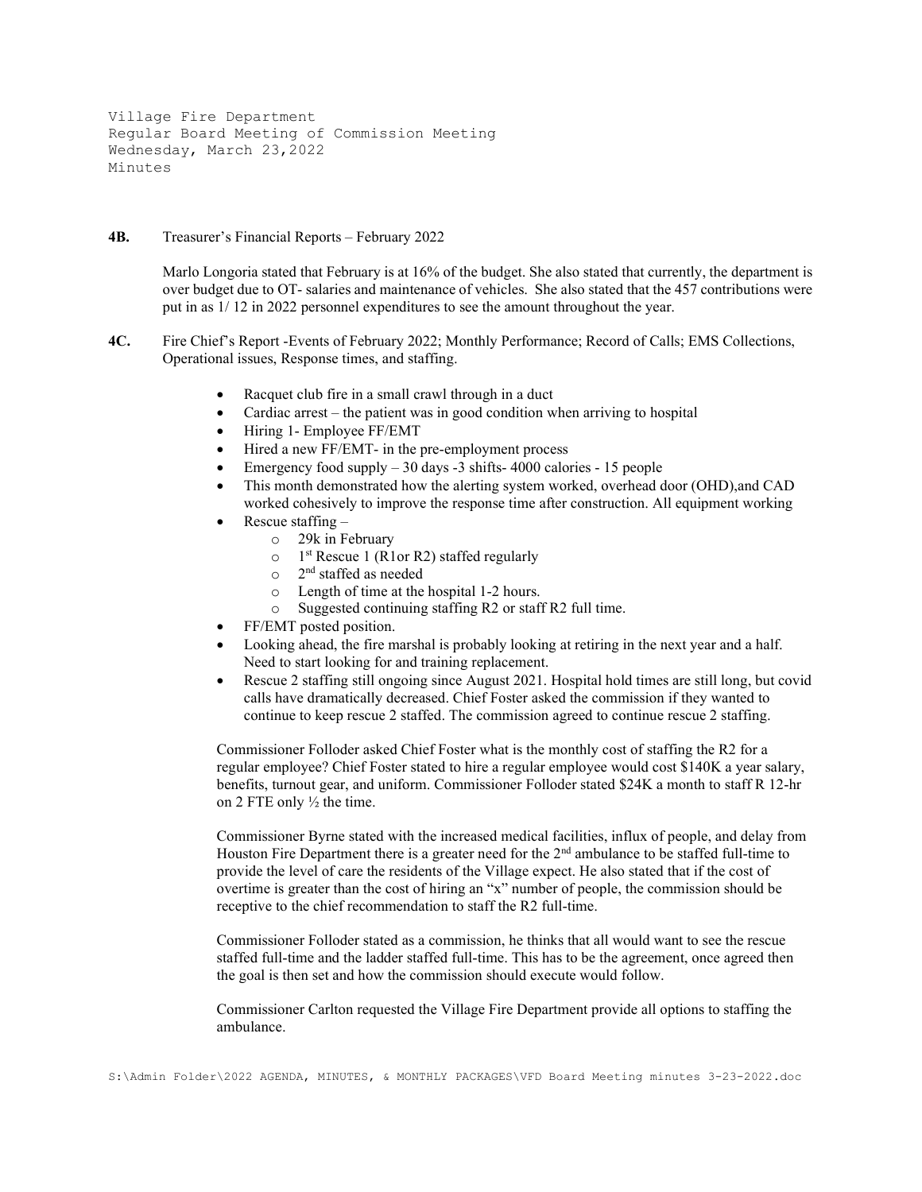Village Fire Department
Regular Board Meeting of Commission Meeting
Wednesday, March 23,2022
Minutes

**4B.** Treasurer's Financial Reports – February 2022

Marlo Longoria stated that February is at 16% of the budget. She also stated that currently, the department is over budget due to OT- salaries and maintenance of vehicles. She also stated that the 457 contributions were put in as 1/ 12 in 2022 personnel expenditures to see the amount throughout the year.

**4C.** Fire Chief's Report -Events of February 2022; Monthly Performance; Record of Calls; EMS Collections, Operational issues, Response times, and staffing.

- Racquet club fire in a small crawl through in a duct
- Cardiac arrest – the patient was in good condition when arriving to hospital
- Hiring 1- Employee FF/EMT
- Hired a new FF/EMT- in the pre-employment process
- Emergency food supply – 30 days -3 shifts- 4000 calories - 15 people
- This month demonstrated how the alerting system worked, overhead door (OHD),and CAD worked cohesively to improve the response time after construction. All equipment working
- Rescue staffing –
  - 29k in February
  - 1st Rescue 1 (R1or R2) staffed regularly
  - 2nd staffed as needed
  - Length of time at the hospital 1-2 hours.
  - Suggested continuing staffing R2 or staff R2 full time.
- FF/EMT posted position.
- Looking ahead, the fire marshal is probably looking at retiring in the next year and a half. Need to start looking for and training replacement.
- Rescue 2 staffing still ongoing since August 2021. Hospital hold times are still long, but covid calls have dramatically decreased. Chief Foster asked the commission if they wanted to continue to keep rescue 2 staffed. The commission agreed to continue rescue 2 staffing.

Commissioner Folloder asked Chief Foster what is the monthly cost of staffing the R2 for a regular employee? Chief Foster stated to hire a regular employee would cost $140K a year salary, benefits, turnout gear, and uniform. Commissioner Folloder stated $24K a month to staff R 12-hr on 2 FTE only ½ the time.

Commissioner Byrne stated with the increased medical facilities, influx of people, and delay from Houston Fire Department there is a greater need for the 2nd ambulance to be staffed full-time to provide the level of care the residents of the Village expect. He also stated that if the cost of overtime is greater than the cost of hiring an "x" number of people, the commission should be receptive to the chief recommendation to staff the R2 full-time.

Commissioner Folloder stated as a commission, he thinks that all would want to see the rescue staffed full-time and the ladder staffed full-time. This has to be the agreement, once agreed then the goal is then set and how the commission should execute would follow.

Commissioner Carlton requested the Village Fire Department provide all options to staffing the ambulance.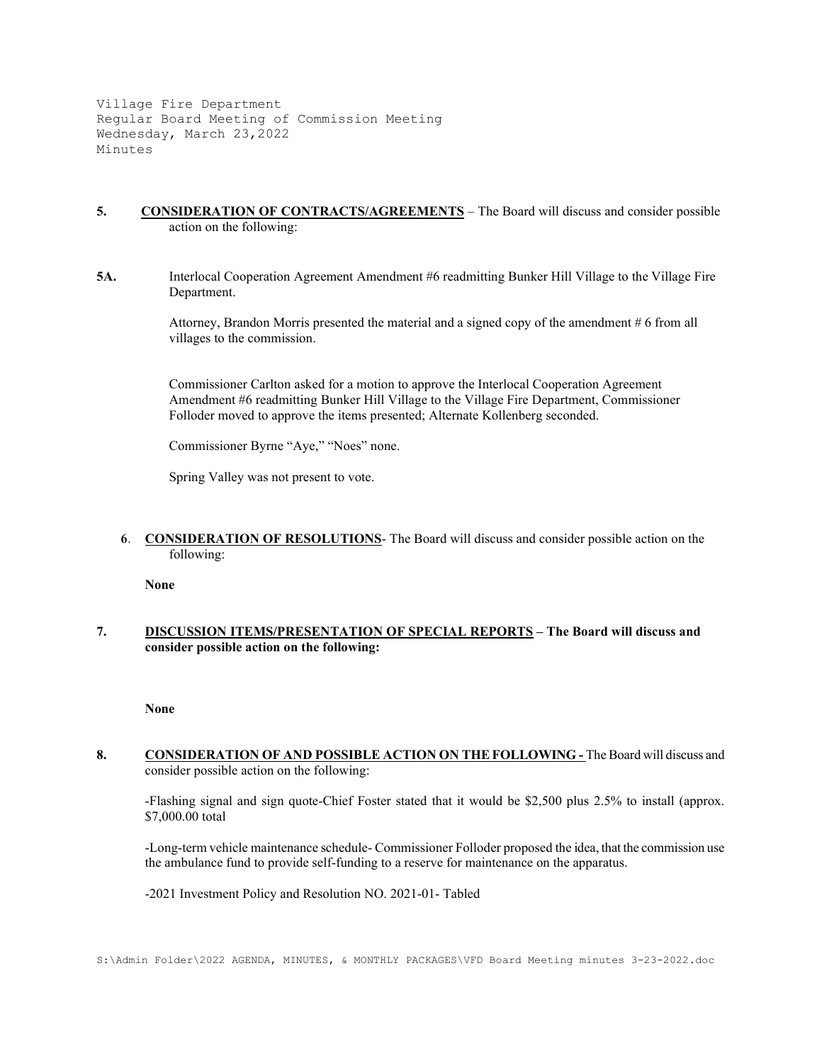Village Fire Department
Regular Board Meeting of Commission Meeting
Wednesday, March 23,2022
Minutes

**5. CONSIDERATION OF CONTRACTS/AGREEMENTS** – The Board will discuss and consider possible action on the following:

**5A.** Interlocal Cooperation Agreement Amendment #6 readmitting Bunker Hill Village to the Village Fire Department.

Attorney, Brandon Morris presented the material and a signed copy of the amendment # 6 from all villages to the commission.

Commissioner Carlton asked for a motion to approve the Interlocal Cooperation Agreement Amendment #6 readmitting Bunker Hill Village to the Village Fire Department, Commissioner Folloder moved to approve the items presented; Alternate Kollenberg seconded.

Commissioner Byrne "Aye," "Noes" none.

Spring Valley was not present to vote.

**6. CONSIDERATION OF RESOLUTIONS**- The Board will discuss and consider possible action on the following:

**None**

**7. DISCUSSION ITEMS/PRESENTATION OF SPECIAL REPORTS – The Board will discuss and consider possible action on the following:**

**None**

**8. CONSIDERATION OF AND POSSIBLE ACTION ON THE FOLLOWING -** The Board will discuss and consider possible action on the following:

-Flashing signal and sign quote-Chief Foster stated that it would be $2,500 plus 2.5% to install (approx. $7,000.00 total

-Long-term vehicle maintenance schedule- Commissioner Folloder proposed the idea, that the commission use the ambulance fund to provide self-funding to a reserve for maintenance on the apparatus.

-2021 Investment Policy and Resolution NO. 2021-01- Tabled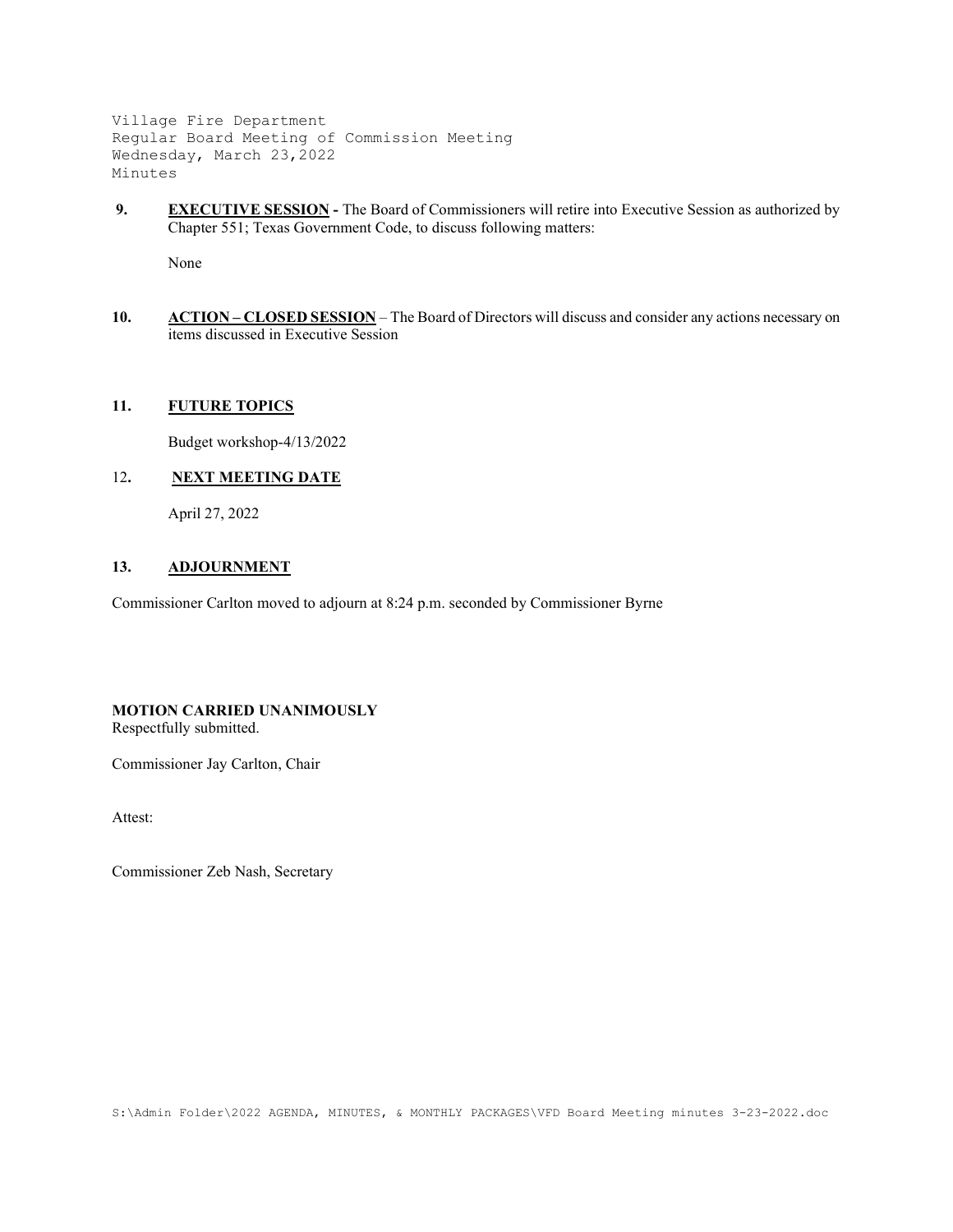**9. EXECUTIVE SESSION -** The Board of Commissioners will retire into Executive Session as authorized by Chapter 551; Texas Government Code, to discuss following matters:

None

**10. ACTION – CLOSED SESSION** – The Board of Directors will discuss and consider any actions necessary on items discussed in Executive Session

**11. FUTURE TOPICS**

Budget workshop-4/13/2022

**12. NEXT MEETING DATE**

April 27, 2022

**13. ADJOURNMENT**

Commissioner Carlton moved to adjourn at 8:24 p.m. seconded by Commissioner Byrne

**MOTION CARRIED UNANIMOUSLY**

Respectfully submitted.

Commissioner Jay Carlton, Chair

Attest:

Commissioner Zeb Nash, Secretary